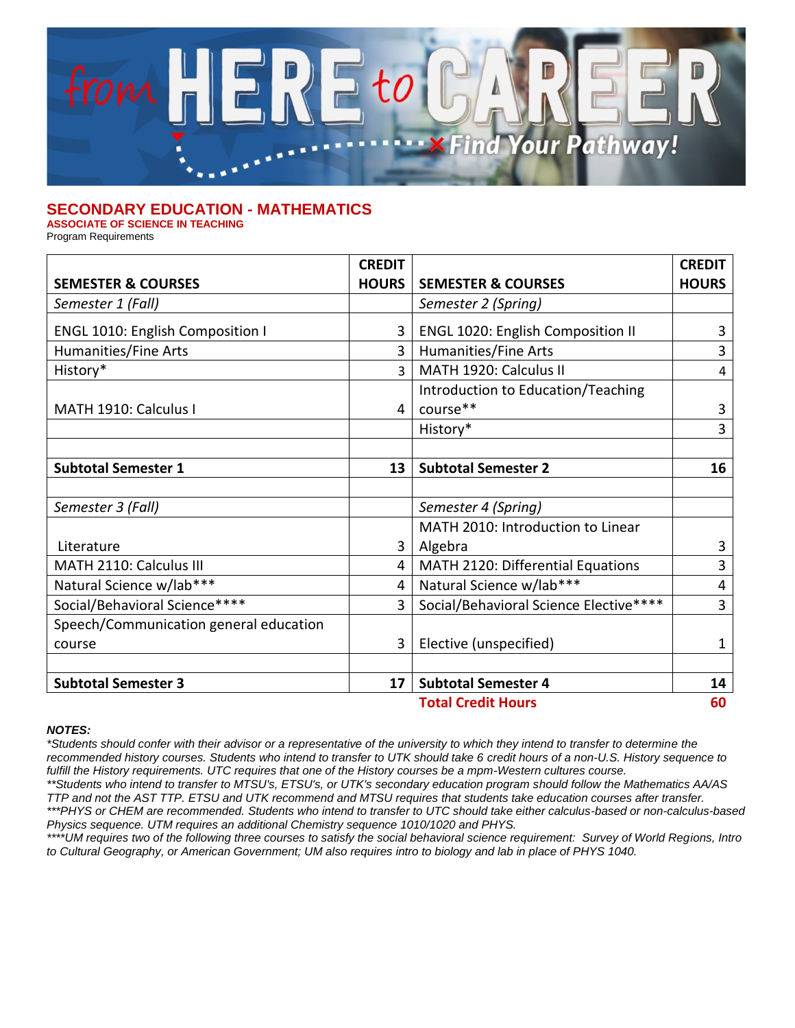from HERE to CAREER

Find Your Pathway!

## SECONDARY EDUCATION - MATHEMATICS

**ASSOCIATE OF SCIENCE IN TEACHING**

Program Requirements

| SEMESTER & COURSES | CREDIT HOURS | SEMESTER & COURSES | CREDIT HOURS |
|---|---|---|---|
| *Semester 1 (Fall)* | | *Semester 2 (Spring)* | |
| ENGL 1010: English Composition I | 3 | ENGL 1020: English Composition II | 3 |
| Humanities/Fine Arts | 3 | Humanities/Fine Arts | 3 |
| History* | 3 | MATH 1920: Calculus II | 4 |
| MATH 1910: Calculus I | 4 | Introduction to Education/Teaching course** | 3 |
| | | History* | 3 |
| | | | |
| **Subtotal Semester 1** | **13** | **Subtotal Semester 2** | **16** |
| | | | |
| *Semester 3 (Fall)* | | *Semester 4 (Spring)* | |
| Literature | 3 | MATH 2010: Introduction to Linear Algebra | 3 |
| MATH 2110: Calculus III | 4 | MATH 2120: Differential Equations | 3 |
| Natural Science w/lab*** | 4 | Natural Science w/lab*** | 4 |
| Social/Behavioral Science**** | 3 | Social/Behavioral Science Elective**** | 3 |
| Speech/Communication general education course | 3 | Elective (unspecified) | 1 |
| | | | |
| **Subtotal Semester 3** | **17** | **Subtotal Semester 4** | **14** |
| | | **Total Credit Hours** | **60** |

***NOTES:***

*\*Students should confer with their advisor or a representative of the university to which they intend to transfer to determine the recommended history courses. Students who intend to transfer to UTK should take 6 credit hours of a non-U.S. History sequence to fulfill the History requirements. UTC requires that one of the History courses be a mpm-Western cultures course.*

*\*\*Students who intend to transfer to MTSU's, ETSU's, or UTK's secondary education program should follow the Mathematics AA/AS TTP and not the AST TTP. ETSU and UTK recommend and MTSU requires that students take education courses after transfer.*

*\*\*\*PHYS or CHEM are recommended. Students who intend to transfer to UTC should take either calculus-based or non-calculus-based Physics sequence. UTM requires an additional Chemistry sequence 1010/1020 and PHYS.*

*\*\*\*\*UM requires two of the following three courses to satisfy the social behavioral science requirement: Survey of World Regions, Intro to Cultural Geography, or American Government; UM also requires intro to biology and lab in place of PHYS 1040.*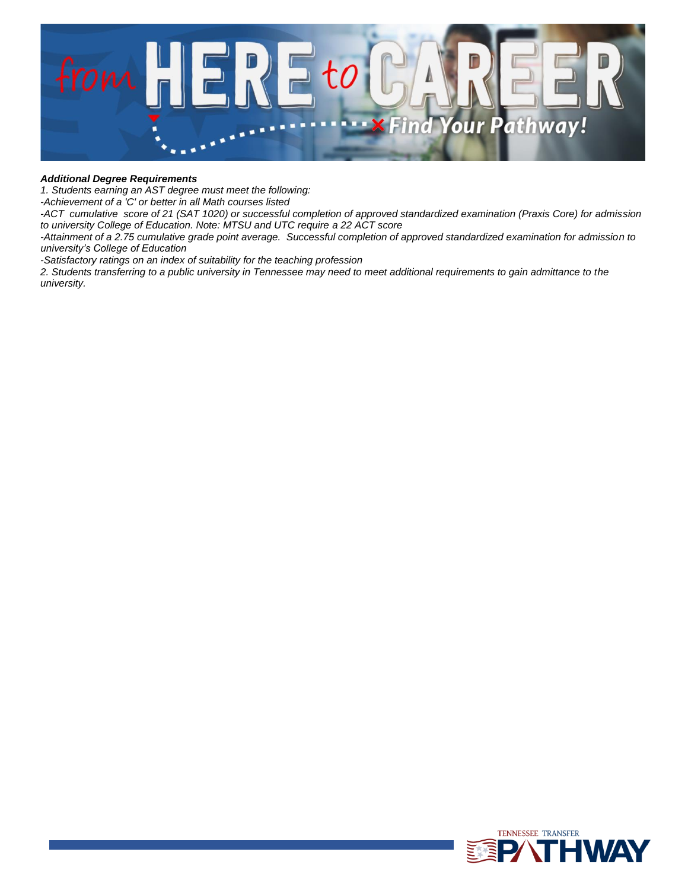***Additional Degree Requirements***

*1. Students earning an AST degree must meet the following:*

*-Achievement of a 'C' or better in all Math courses listed*

*-ACT cumulative score of 21 (SAT 1020) or successful completion of approved standardized examination (Praxis Core) for admission to university College of Education. Note: MTSU and UTC require a 22 ACT score*

*-Attainment of a 2.75 cumulative grade point average. Successful completion of approved standardized examination for admission to university's College of Education*

*-Satisfactory ratings on an index of suitability for the teaching profession*

*2. Students transferring to a public university in Tennessee may need to meet additional requirements to gain admittance to the university.*